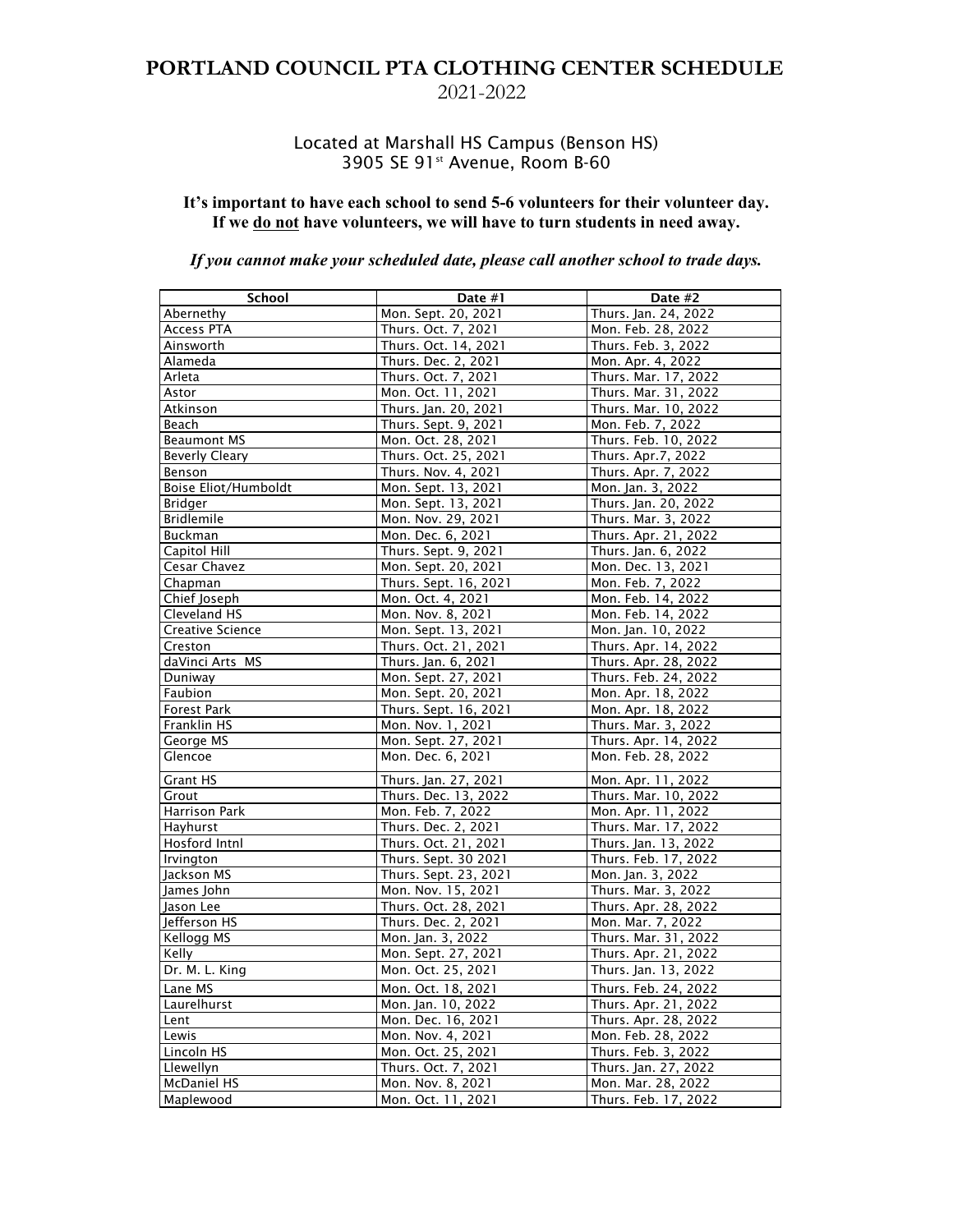# PORTLAND COUNCIL PTA CLOTHING CENTER SCHEDULE

2021-2022

Located at Marshall HS Campus (Benson HS)
3905 SE 91st Avenue, Room B-60

**It's important to have each school to send 5-6 volunteers for their volunteer day.**
**If we do not have volunteers, we will have to turn students in need away.**

***If you cannot make your scheduled date, please call another school to trade days.***

| School | Date #1 | Date #2 |
|---|---|---|
| Abernethy | Mon. Sept. 20, 2021 | Thurs. Jan. 24, 2022 |
| Access PTA | Thurs. Oct. 7, 2021 | Mon. Feb. 28, 2022 |
| Ainsworth | Thurs. Oct. 14, 2021 | Thurs. Feb. 3, 2022 |
| Alameda | Thurs. Dec. 2, 2021 | Mon. Apr. 4, 2022 |
| Arleta | Thurs. Oct. 7, 2021 | Thurs. Mar. 17, 2022 |
| Astor | Mon. Oct. 11, 2021 | Thurs. Mar. 31, 2022 |
| Atkinson | Thurs. Jan. 20, 2021 | Thurs. Mar. 10, 2022 |
| Beach | Thurs. Sept. 9, 2021 | Mon. Feb. 7, 2022 |
| Beaumont MS | Mon. Oct. 28, 2021 | Thurs. Feb. 10, 2022 |
| Beverly Cleary | Thurs. Oct. 25, 2021 | Thurs. Apr.7, 2022 |
| Benson | Thurs. Nov. 4, 2021 | Thurs. Apr. 7, 2022 |
| Boise Eliot/Humboldt | Mon. Sept. 13, 2021 | Mon. Jan. 3, 2022 |
| Bridger | Mon. Sept. 13, 2021 | Thurs. Jan. 20, 2022 |
| Bridlemile | Mon. Nov. 29, 2021 | Thurs. Mar. 3, 2022 |
| Buckman | Mon. Dec. 6, 2021 | Thurs. Apr. 21, 2022 |
| Capitol Hill | Thurs. Sept. 9, 2021 | Thurs. Jan. 6, 2022 |
| Cesar Chavez | Mon. Sept. 20, 2021 | Mon. Dec. 13, 2021 |
| Chapman | Thurs. Sept. 16, 2021 | Mon. Feb. 7, 2022 |
| Chief Joseph | Mon. Oct. 4, 2021 | Mon. Feb. 14, 2022 |
| Cleveland HS | Mon. Nov. 8, 2021 | Mon. Feb. 14, 2022 |
| Creative Science | Mon. Sept. 13, 2021 | Mon. Jan. 10, 2022 |
| Creston | Thurs. Oct. 21, 2021 | Thurs. Apr. 14, 2022 |
| daVinci Arts MS | Thurs. Jan. 6, 2021 | Thurs. Apr. 28, 2022 |
| Duniway | Mon. Sept. 27, 2021 | Thurs. Feb. 24, 2022 |
| Faubion | Mon. Sept. 20, 2021 | Mon. Apr. 18, 2022 |
| Forest Park | Thurs. Sept. 16, 2021 | Mon. Apr. 18, 2022 |
| Franklin HS | Mon. Nov. 1, 2021 | Thurs. Mar. 3, 2022 |
| George MS | Mon. Sept. 27, 2021 | Thurs. Apr. 14, 2022 |
| Glencoe | Mon. Dec. 6, 2021 | Mon. Feb. 28, 2022 |
| Grant HS | Thurs. Jan. 27, 2021 | Mon. Apr. 11, 2022 |
| Grout | Thurs. Dec. 13, 2022 | Thurs. Mar. 10, 2022 |
| Harrison Park | Mon. Feb. 7, 2022 | Mon. Apr. 11, 2022 |
| Hayhurst | Thurs. Dec. 2, 2021 | Thurs. Mar. 17, 2022 |
| Hosford Intnl | Thurs. Oct. 21, 2021 | Thurs. Jan. 13, 2022 |
| Irvington | Thurs. Sept. 30 2021 | Thurs. Feb. 17, 2022 |
| Jackson MS | Thurs. Sept. 23, 2021 | Mon. Jan. 3, 2022 |
| James John | Mon. Nov. 15, 2021 | Thurs. Mar. 3, 2022 |
| Jason Lee | Thurs. Oct. 28, 2021 | Thurs. Apr. 28, 2022 |
| Jefferson HS | Thurs. Dec. 2, 2021 | Mon. Mar. 7, 2022 |
| Kellogg MS | Mon. Jan. 3, 2022 | Thurs. Mar. 31, 2022 |
| Kelly | Mon. Sept. 27, 2021 | Thurs. Apr. 21, 2022 |
| Dr. M. L. King | Mon. Oct. 25, 2021 | Thurs. Jan. 13, 2022 |
| Lane MS | Mon. Oct. 18, 2021 | Thurs. Feb. 24, 2022 |
| Laurelhurst | Mon. Jan. 10, 2022 | Thurs. Apr. 21, 2022 |
| Lent | Mon. Dec. 16, 2021 | Thurs. Apr. 28, 2022 |
| Lewis | Mon. Nov. 4, 2021 | Mon. Feb. 28, 2022 |
| Lincoln HS | Mon. Oct. 25, 2021 | Thurs. Feb. 3, 2022 |
| Llewellyn | Thurs. Oct. 7, 2021 | Thurs. Jan. 27, 2022 |
| McDaniel HS | Mon. Nov. 8, 2021 | Mon. Mar. 28, 2022 |
| Maplewood | Mon. Oct. 11, 2021 | Thurs. Feb. 17, 2022 |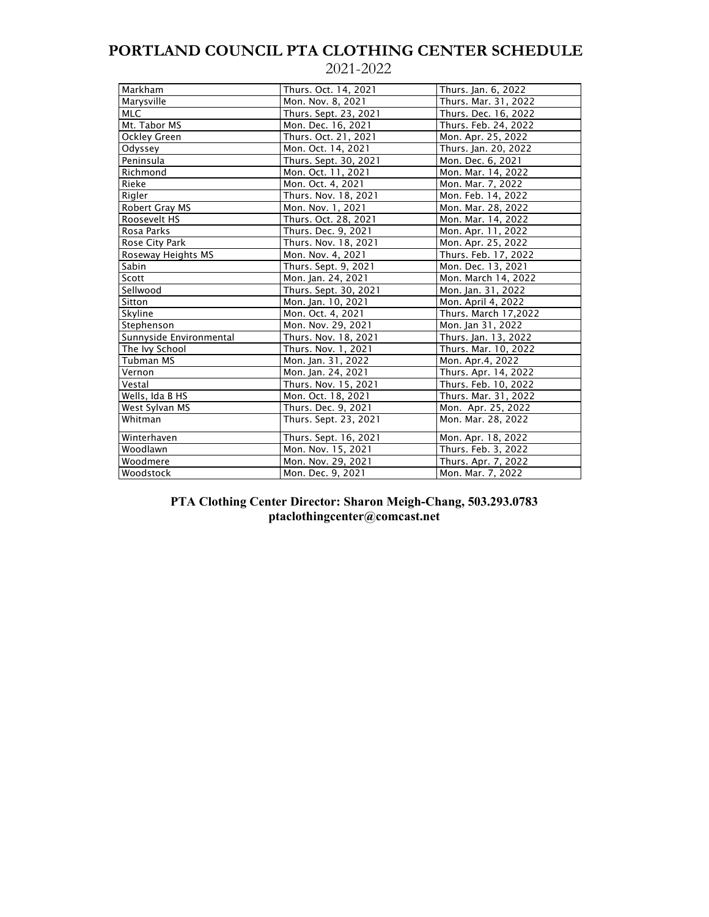# PORTLAND COUNCIL PTA CLOTHING CENTER SCHEDULE

2021-2022

| | | |
|---|---|---|
| Markham | Thurs. Oct. 14, 2021 | Thurs. Jan. 6, 2022 |
| Marysville | Mon. Nov. 8, 2021 | Thurs. Mar. 31, 2022 |
| MLC | Thurs. Sept. 23, 2021 | Thurs. Dec. 16, 2022 |
| Mt. Tabor MS | Mon. Dec. 16, 2021 | Thurs. Feb. 24, 2022 |
| Ockley Green | Thurs. Oct. 21, 2021 | Mon. Apr. 25, 2022 |
| Odyssey | Mon. Oct. 14, 2021 | Thurs. Jan. 20, 2022 |
| Peninsula | Thurs. Sept. 30, 2021 | Mon. Dec. 6, 2021 |
| Richmond | Mon. Oct. 11, 2021 | Mon. Mar. 14, 2022 |
| Rieke | Mon. Oct. 4, 2021 | Mon. Mar. 7, 2022 |
| Rigler | Thurs. Nov. 18, 2021 | Mon. Feb. 14, 2022 |
| Robert Gray MS | Mon. Nov. 1, 2021 | Mon. Mar. 28, 2022 |
| Roosevelt HS | Thurs. Oct. 28, 2021 | Mon. Mar. 14, 2022 |
| Rosa Parks | Thurs. Dec. 9, 2021 | Mon. Apr. 11, 2022 |
| Rose City Park | Thurs. Nov. 18, 2021 | Mon. Apr. 25, 2022 |
| Roseway Heights MS | Mon. Nov. 4, 2021 | Thurs. Feb. 17, 2022 |
| Sabin | Thurs. Sept. 9, 2021 | Mon. Dec. 13, 2021 |
| Scott | Mon. Jan. 24, 2021 | Mon. March 14, 2022 |
| Sellwood | Thurs. Sept. 30, 2021 | Mon. Jan. 31, 2022 |
| Sitton | Mon. Jan. 10, 2021 | Mon. April 4, 2022 |
| Skyline | Mon. Oct. 4, 2021 | Thurs. March 17,2022 |
| Stephenson | Mon. Nov. 29, 2021 | Mon. Jan 31, 2022 |
| Sunnyside Environmental | Thurs. Nov. 18, 2021 | Thurs. Jan. 13, 2022 |
| The Ivy School | Thurs. Nov. 1, 2021 | Thurs. Mar. 10, 2022 |
| Tubman MS | Mon. Jan. 31, 2022 | Mon. Apr.4, 2022 |
| Vernon | Mon. Jan. 24, 2021 | Thurs. Apr. 14, 2022 |
| Vestal | Thurs. Nov. 15, 2021 | Thurs. Feb. 10, 2022 |
| Wells, Ida B HS | Mon. Oct. 18, 2021 | Thurs. Mar. 31, 2022 |
| West Sylvan MS | Thurs. Dec. 9, 2021 | Mon. Apr. 25, 2022 |
| Whitman | Thurs. Sept. 23, 2021 | Mon. Mar. 28, 2022 |
| Winterhaven | Thurs. Sept. 16, 2021 | Mon. Apr. 18, 2022 |
| Woodlawn | Mon. Nov. 15, 2021 | Thurs. Feb. 3, 2022 |
| Woodmere | Mon. Nov. 29, 2021 | Thurs. Apr. 7, 2022 |
| Woodstock | Mon. Dec. 9, 2021 | Mon. Mar. 7, 2022 |

**PTA Clothing Center Director: Sharon Meigh-Chang, 503.293.0783**
**ptaclothingcenter@comcast.net**